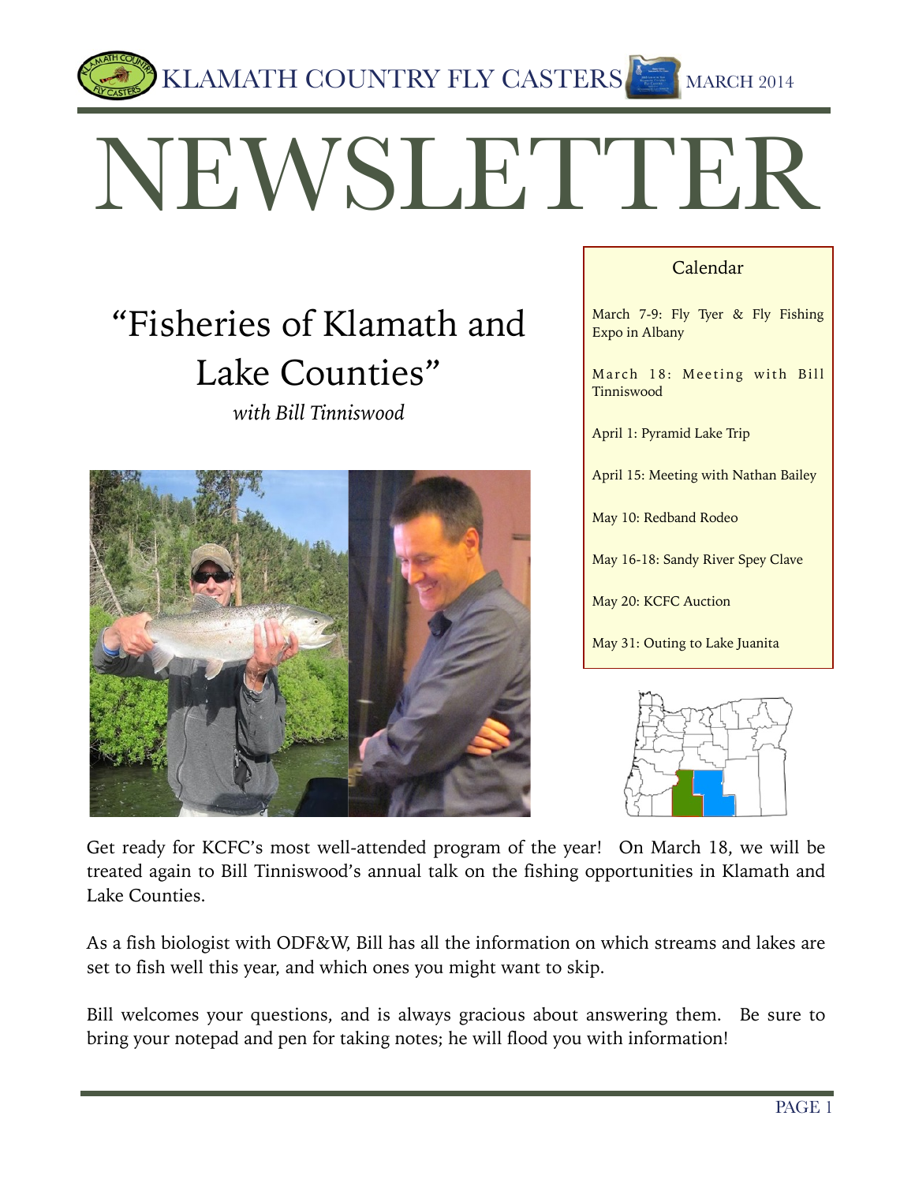KLAMATH COUNTRY FLY CASTERS MARCH 2014

# NEWSLETTER

## "Fisheries of Klamath and Lake Counties"

*with Bill Tinniswood*

### Calendar

March 7-9: Fly Tyer & Fly Fishing Expo in Albany

March 18: Meeting with Bill Tinniswood

April 1: Pyramid Lake Trip

April 15: Meeting with Nathan Bailey

May 10: Redband Rodeo

May 16-18: Sandy River Spey Clave

May 20: KCFC Auction

May 31: Outing to Lake Juanita

Get ready for KCFC's most well-attended program of the year! On March 18, we will be treated again to Bill Tinniswood's annual talk on the fishing opportunities in Klamath and Lake Counties.

As a fish biologist with ODF&W, Bill has all the information on which streams and lakes are set to fish well this year, and which ones you might want to skip.

Bill welcomes your questions, and is always gracious about answering them. Be sure to bring your notepad and pen for taking notes; he will flood you with information!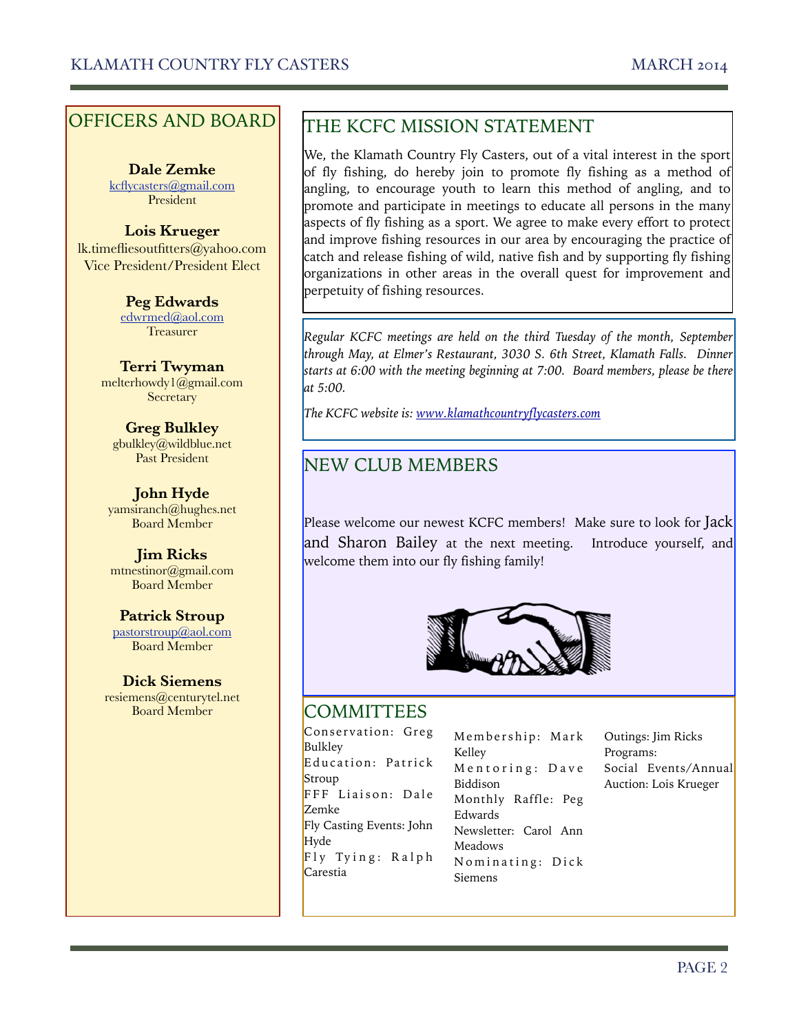## OFFICERS AND BOARD

**Dale Zemke**
kcflycasters@gmail.com
President

**Lois Krueger**
lk.timefliesoutfitters@yahoo.com
Vice President/President Elect

**Peg Edwards**
edwrmed@aol.com
Treasurer

**Terri Twyman**
melterhowdy1@gmail.com
Secretary

**Greg Bulkley**
gbulkley@wildblue.net
Past President

**John Hyde**
yamsiranch@hughes.net
Board Member

**Jim Ricks**
mtnestinor@gmail.com
Board Member

**Patrick Stroup**
pastorstroup@aol.com
Board Member

**Dick Siemens**
resiemens@centurytel.net
Board Member

## THE KCFC MISSION STATEMENT

We, the Klamath Country Fly Casters, out of a vital interest in the sport of fly fishing, do hereby join to promote fly fishing as a method of angling, to encourage youth to learn this method of angling, and to promote and participate in meetings to educate all persons in the many aspects of fly fishing as a sport. We agree to make every effort to protect and improve fishing resources in our area by encouraging the practice of catch and release fishing of wild, native fish and by supporting fly fishing organizations in other areas in the overall quest for improvement and perpetuity of fishing resources.

*Regular KCFC meetings are held on the third Tuesday of the month, September through May, at Elmer's Restaurant, 3030 S. 6th Street, Klamath Falls. Dinner starts at 6:00 with the meeting beginning at 7:00. Board members, please be there at 5:00.*

*The KCFC website is: www.klamathcountryflycasters.com*

## NEW CLUB MEMBERS

Please welcome our newest KCFC members! Make sure to look for Jack and Sharon Bailey at the next meeting. Introduce yourself, and welcome them into our fly fishing family!

## COMMITTEES

Conservation: Greg Bulkley
Education: Patrick Stroup
FFF Liaison: Dale Zemke
Fly Casting Events: John Hyde
Fly Tying: Ralph Carestia
Membership: Mark Kelley
Mentoring: Dave Biddison
Monthly Raffle: Peg Edwards
Newsletter: Carol Ann Meadows
Nominating: Dick Siemens
Outings: Jim Ricks
Programs:
Social Events/Annual Auction: Lois Krueger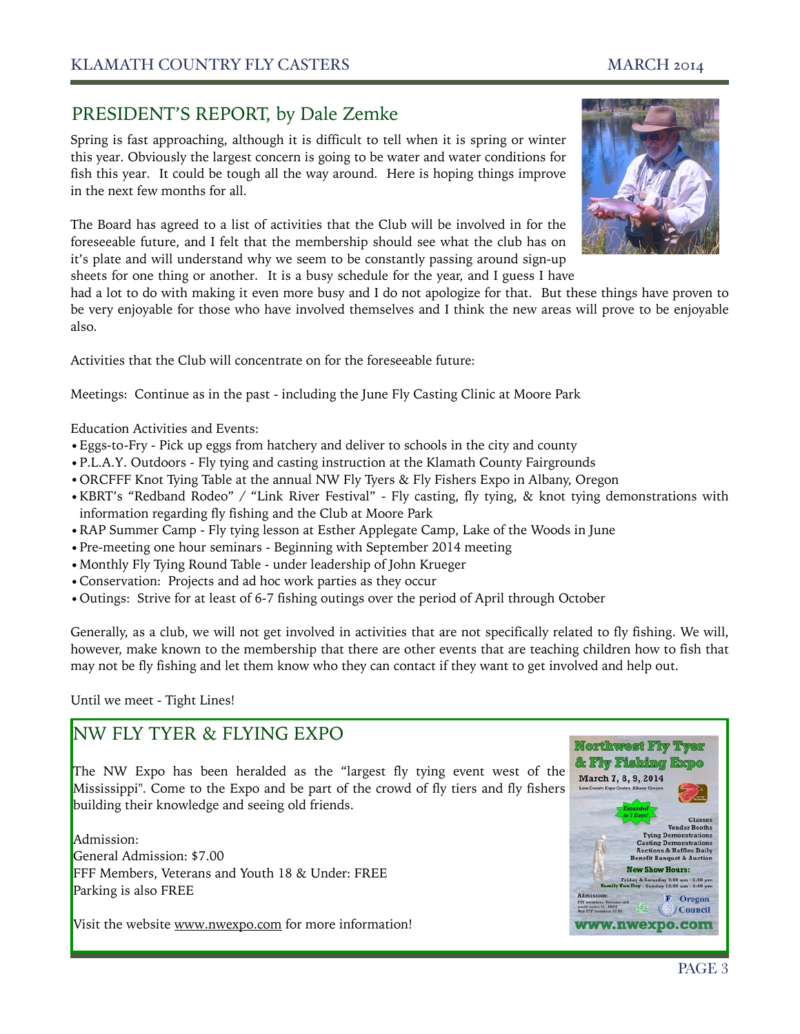## PRESIDENT'S REPORT, by Dale Zemke

Spring is fast approaching, although it is difficult to tell when it is spring or winter this year. Obviously the largest concern is going to be water and water conditions for fish this year. It could be tough all the way around. Here is hoping things improve in the next few months for all.

The Board has agreed to a list of activities that the Club will be involved in for the foreseeable future, and I felt that the membership should see what the club has on it's plate and will understand why we seem to be constantly passing around sign-up sheets for one thing or another. It is a busy schedule for the year, and I guess I have had a lot to do with making it even more busy and I do not apologize for that. But these things have proven to be very enjoyable for those who have involved themselves and I think the new areas will prove to be enjoyable also.

Activities that the Club will concentrate on for the foreseeable future:

Meetings: Continue as in the past - including the June Fly Casting Clinic at Moore Park

Education Activities and Events:

- Eggs-to-Fry - Pick up eggs from hatchery and deliver to schools in the city and county
- P.L.A.Y. Outdoors - Fly tying and casting instruction at the Klamath County Fairgrounds
- ORCFFF Knot Tying Table at the annual NW Fly Tyers & Fly Fishers Expo in Albany, Oregon
- KBRT's "Redband Rodeo" / "Link River Festival" - Fly casting, fly tying, & knot tying demonstrations with information regarding fly fishing and the Club at Moore Park
- RAP Summer Camp - Fly tying lesson at Esther Applegate Camp, Lake of the Woods in June
- Pre-meeting one hour seminars - Beginning with September 2014 meeting
- Monthly Fly Tying Round Table - under leadership of John Krueger
- Conservation: Projects and ad hoc work parties as they occur
- Outings: Strive for at least of 6-7 fishing outings over the period of April through October

Generally, as a club, we will not get involved in activities that are not specifically related to fly fishing. We will, however, make known to the membership that there are other events that are teaching children how to fish that may not be fly fishing and let them know who they can contact if they want to get involved and help out.

Until we meet - Tight Lines!

## NW FLY TYER & FLYING EXPO

The NW Expo has been heralded as the "largest fly tying event west of the Mississippi". Come to the Expo and be part of the crowd of fly tiers and fly fishers building their knowledge and seeing old friends.

Admission:
General Admission: $7.00
FFF Members, Veterans and Youth 18 & Under: FREE
Parking is also FREE

Visit the website www.nwexpo.com for more information!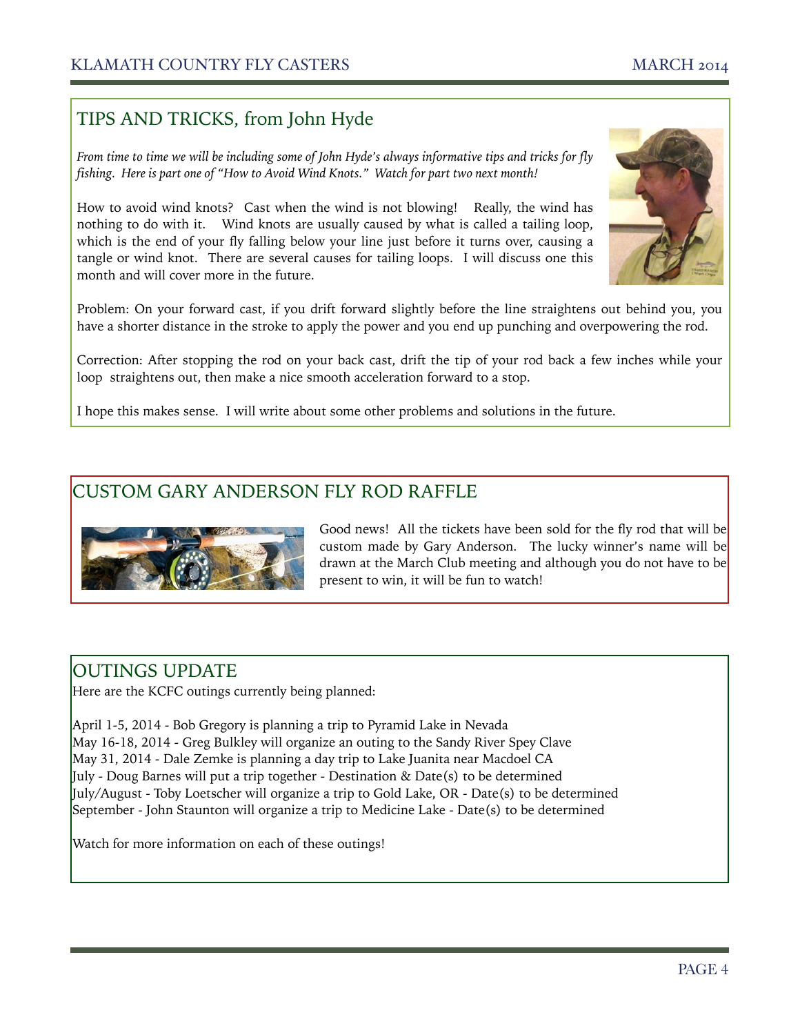## TIPS AND TRICKS, from John Hyde

*From time to time we will be including some of John Hyde's always informative tips and tricks for fly fishing. Here is part one of "How to Avoid Wind Knots." Watch for part two next month!*

How to avoid wind knots? Cast when the wind is not blowing! Really, the wind has nothing to do with it. Wind knots are usually caused by what is called a tailing loop, which is the end of your fly falling below your line just before it turns over, causing a tangle or wind knot. There are several causes for tailing loops. I will discuss one this month and will cover more in the future.

Problem: On your forward cast, if you drift forward slightly before the line straightens out behind you, you have a shorter distance in the stroke to apply the power and you end up punching and overpowering the rod.

Correction: After stopping the rod on your back cast, drift the tip of your rod back a few inches while your loop straightens out, then make a nice smooth acceleration forward to a stop.

I hope this makes sense. I will write about some other problems and solutions in the future.

## CUSTOM GARY ANDERSON FLY ROD RAFFLE

Good news! All the tickets have been sold for the fly rod that will be custom made by Gary Anderson. The lucky winner's name will be drawn at the March Club meeting and although you do not have to be present to win, it will be fun to watch!

## OUTINGS UPDATE

Here are the KCFC outings currently being planned:

April 1-5, 2014 - Bob Gregory is planning a trip to Pyramid Lake in Nevada
May 16-18, 2014 - Greg Bulkley will organize an outing to the Sandy River Spey Clave
May 31, 2014 - Dale Zemke is planning a day trip to Lake Juanita near Macdoel CA
July - Doug Barnes will put a trip together - Destination & Date(s) to be determined
July/August - Toby Loetscher will organize a trip to Gold Lake, OR - Date(s) to be determined
September - John Staunton will organize a trip to Medicine Lake - Date(s) to be determined

Watch for more information on each of these outings!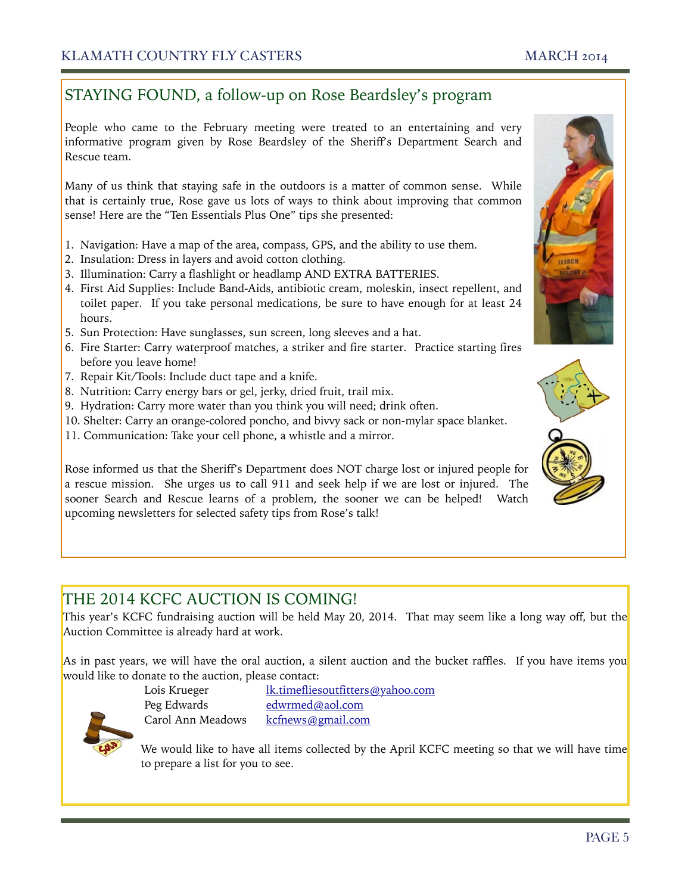## STAYING FOUND, a follow-up on Rose Beardsley's program

People who came to the February meeting were treated to an entertaining and very informative program given by Rose Beardsley of the Sheriff's Department Search and Rescue team.

Many of us think that staying safe in the outdoors is a matter of common sense. While that is certainly true, Rose gave us lots of ways to think about improving that common sense! Here are the "Ten Essentials Plus One" tips she presented:

1. Navigation: Have a map of the area, compass, GPS, and the ability to use them.
2. Insulation: Dress in layers and avoid cotton clothing.
3. Illumination: Carry a flashlight or headlamp AND EXTRA BATTERIES.
4. First Aid Supplies: Include Band-Aids, antibiotic cream, moleskin, insect repellent, and toilet paper. If you take personal medications, be sure to have enough for at least 24 hours.
5. Sun Protection: Have sunglasses, sun screen, long sleeves and a hat.
6. Fire Starter: Carry waterproof matches, a striker and fire starter. Practice starting fires before you leave home!
7. Repair Kit/Tools: Include duct tape and a knife.
8. Nutrition: Carry energy bars or gel, jerky, dried fruit, trail mix.
9. Hydration: Carry more water than you think you will need; drink often.
10. Shelter: Carry an orange-colored poncho, and bivvy sack or non-mylar space blanket.
11. Communication: Take your cell phone, a whistle and a mirror.

Rose informed us that the Sheriff's Department does NOT charge lost or injured people for a rescue mission. She urges us to call 911 and seek help if we are lost or injured. The sooner Search and Rescue learns of a problem, the sooner we can be helped! Watch upcoming newsletters for selected safety tips from Rose's talk!

## THE 2014 KCFC AUCTION IS COMING!

This year's KCFC fundraising auction will be held May 20, 2014. That may seem like a long way off, but the Auction Committee is already hard at work.

As in past years, we will have the oral auction, a silent auction and the bucket raffles. If you have items you would like to donate to the auction, please contact:

| | |
|---|---|
| Lois Krueger | lk.timefliesoutfitters@yahoo.com |
| Peg Edwards | edwrmed@aol.com |
| Carol Ann Meadows | kcfnews@gmail.com |

We would like to have all items collected by the April KCFC meeting so that we will have time to prepare a list for you to see.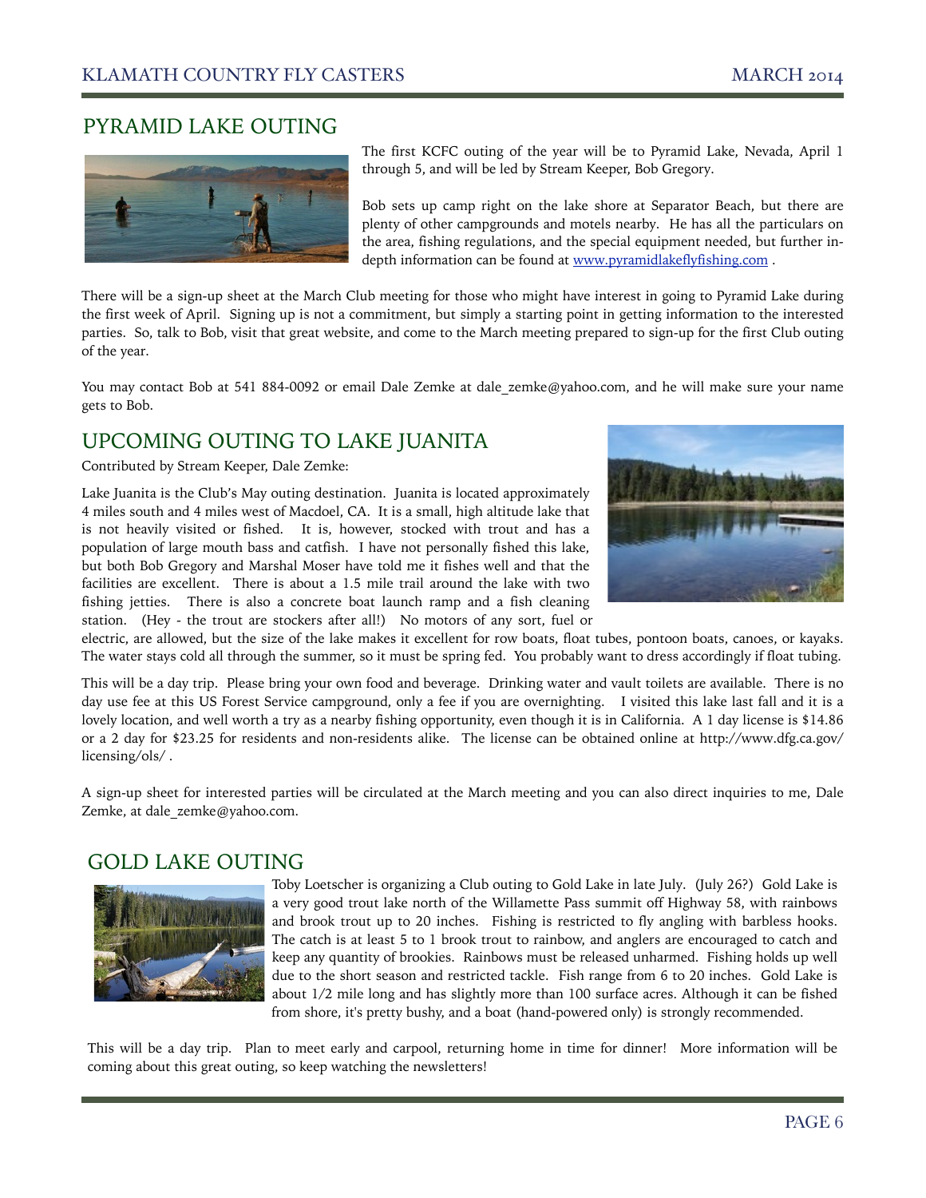## PYRAMID LAKE OUTING

The first KCFC outing of the year will be to Pyramid Lake, Nevada, April 1 through 5, and will be led by Stream Keeper, Bob Gregory.

Bob sets up camp right on the lake shore at Separator Beach, but there are plenty of other campgrounds and motels nearby. He has all the particulars on the area, fishing regulations, and the special equipment needed, but further in-depth information can be found at [www.pyramidlakeflyfishing.com](http://www.pyramidlakeflyfishing.com) .

There will be a sign-up sheet at the March Club meeting for those who might have interest in going to Pyramid Lake during the first week of April. Signing up is not a commitment, but simply a starting point in getting information to the interested parties. So, talk to Bob, visit that great website, and come to the March meeting prepared to sign-up for the first Club outing of the year.

You may contact Bob at 541 884-0092 or email Dale Zemke at dale_zemke@yahoo.com, and he will make sure your name gets to Bob.

## UPCOMING OUTING TO LAKE JUANITA

Contributed by Stream Keeper, Dale Zemke:

Lake Juanita is the Club's May outing destination. Juanita is located approximately 4 miles south and 4 miles west of Macdoel, CA. It is a small, high altitude lake that is not heavily visited or fished. It is, however, stocked with trout and has a population of large mouth bass and catfish. I have not personally fished this lake, but both Bob Gregory and Marshal Moser have told me it fishes well and that the facilities are excellent. There is about a 1.5 mile trail around the lake with two fishing jetties. There is also a concrete boat launch ramp and a fish cleaning station. (Hey - the trout are stockers after all!) No motors of any sort, fuel or electric, are allowed, but the size of the lake makes it excellent for row boats, float tubes, pontoon boats, canoes, or kayaks. The water stays cold all through the summer, so it must be spring fed. You probably want to dress accordingly if float tubing.

This will be a day trip. Please bring your own food and beverage. Drinking water and vault toilets are available. There is no day use fee at this US Forest Service campground, only a fee if you are overnighting. I visited this lake last fall and it is a lovely location, and well worth a try as a nearby fishing opportunity, even though it is in California. A 1 day license is $14.86 or a 2 day for $23.25 for residents and non-residents alike. The license can be obtained online at http://www.dfg.ca.gov/licensing/ols/ .

A sign-up sheet for interested parties will be circulated at the March meeting and you can also direct inquiries to me, Dale Zemke, at dale_zemke@yahoo.com.

## GOLD LAKE OUTING

Toby Loetscher is organizing a Club outing to Gold Lake in late July. (July 26?) Gold Lake is a very good trout lake north of the Willamette Pass summit off Highway 58, with rainbows and brook trout up to 20 inches. Fishing is restricted to fly angling with barbless hooks. The catch is at least 5 to 1 brook trout to rainbow, and anglers are encouraged to catch and keep any quantity of brookies. Rainbows must be released unharmed. Fishing holds up well due to the short season and restricted tackle. Fish range from 6 to 20 inches. Gold Lake is about 1/2 mile long and has slightly more than 100 surface acres. Although it can be fished from shore, it's pretty bushy, and a boat (hand-powered only) is strongly recommended.

This will be a day trip. Plan to meet early and carpool, returning home in time for dinner! More information will be coming about this great outing, so keep watching the newsletters!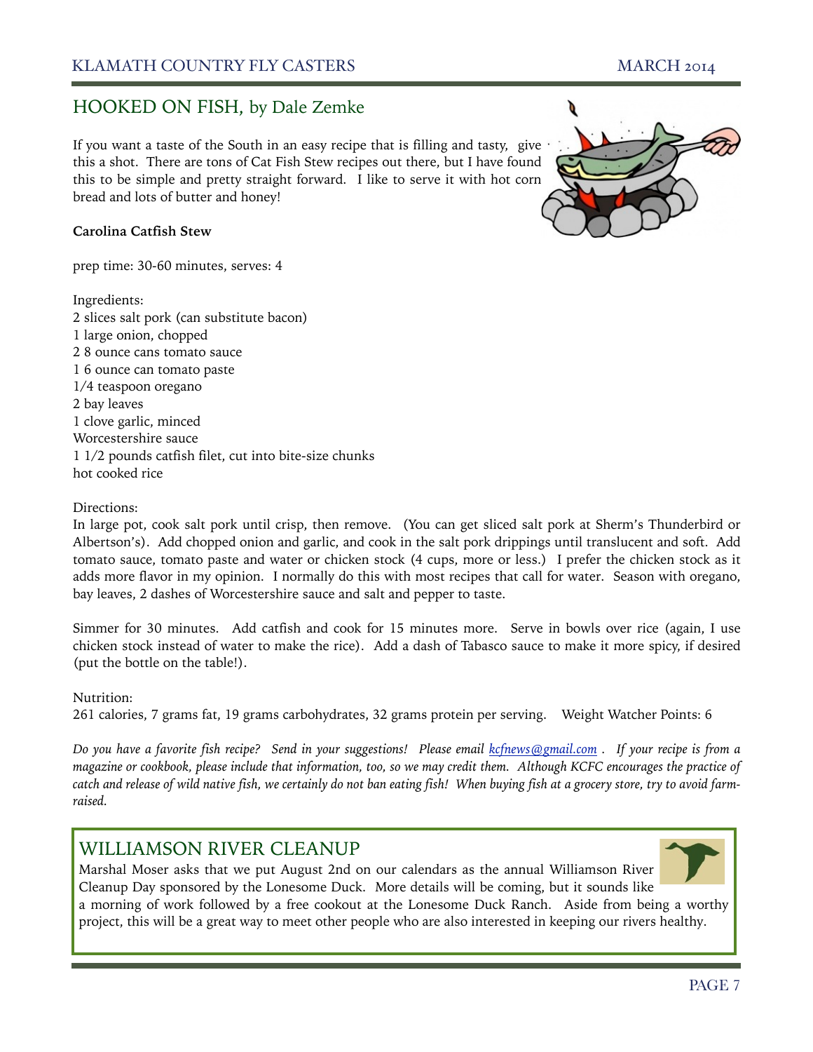## HOOKED ON FISH, by Dale Zemke

If you want a taste of the South in an easy recipe that is filling and tasty, give this a shot. There are tons of Cat Fish Stew recipes out there, but I have found this to be simple and pretty straight forward. I like to serve it with hot corn bread and lots of butter and honey!

**Carolina Catfish Stew**

prep time: 30-60 minutes, serves: 4

Ingredients:
2 slices salt pork (can substitute bacon)
1 large onion, chopped
2 8 ounce cans tomato sauce
1 6 ounce can tomato paste
1/4 teaspoon oregano
2 bay leaves
1 clove garlic, minced
Worcestershire sauce
1 1/2 pounds catfish filet, cut into bite-size chunks
hot cooked rice

Directions:
In large pot, cook salt pork until crisp, then remove. (You can get sliced salt pork at Sherm's Thunderbird or Albertson's). Add chopped onion and garlic, and cook in the salt pork drippings until translucent and soft. Add tomato sauce, tomato paste and water or chicken stock (4 cups, more or less.) I prefer the chicken stock as it adds more flavor in my opinion. I normally do this with most recipes that call for water. Season with oregano, bay leaves, 2 dashes of Worcestershire sauce and salt and pepper to taste.

Simmer for 30 minutes. Add catfish and cook for 15 minutes more. Serve in bowls over rice (again, I use chicken stock instead of water to make the rice). Add a dash of Tabasco sauce to make it more spicy, if desired (put the bottle on the table!).

Nutrition:
261 calories, 7 grams fat, 19 grams carbohydrates, 32 grams protein per serving. Weight Watcher Points: 6

*Do you have a favorite fish recipe? Send in your suggestions! Please email kcfnews@gmail.com . If your recipe is from a magazine or cookbook, please include that information, too, so we may credit them. Although KCFC encourages the practice of catch and release of wild native fish, we certainly do not ban eating fish! When buying fish at a grocery store, try to avoid farm-raised.*

## WILLIAMSON RIVER CLEANUP

Marshal Moser asks that we put August 2nd on our calendars as the annual Williamson River Cleanup Day sponsored by the Lonesome Duck. More details will be coming, but it sounds like a morning of work followed by a free cookout at the Lonesome Duck Ranch. Aside from being a worthy project, this will be a great way to meet other people who are also interested in keeping our rivers healthy.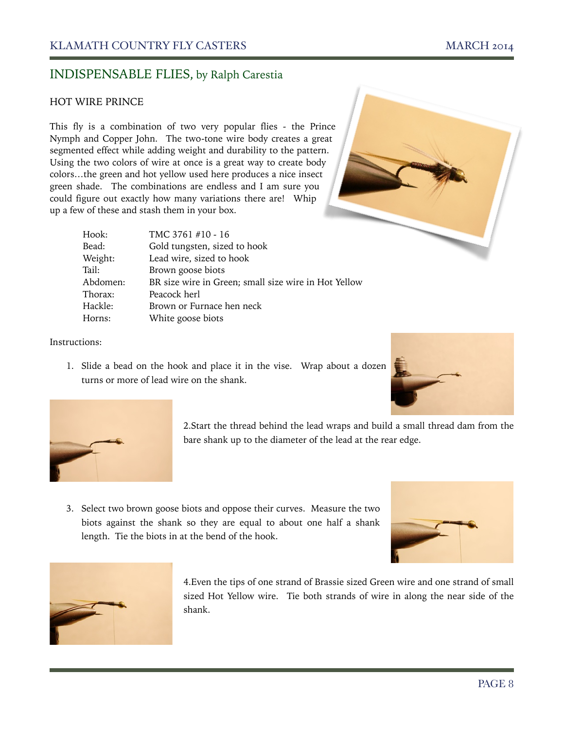## INDISPENSABLE FLIES, by Ralph Carestia

### HOT WIRE PRINCE

This fly is a combination of two very popular flies - the Prince Nymph and Copper John. The two-tone wire body creates a great segmented effect while adding weight and durability to the pattern. Using the two colors of wire at once is a great way to create body colors…the green and hot yellow used here produces a nice insect green shade. The combinations are endless and I am sure you could figure out exactly how many variations there are! Whip up a few of these and stash them in your box.

| | |
|---|---|
| Hook: | TMC 3761 #10 - 16 |
| Bead: | Gold tungsten, sized to hook |
| Weight: | Lead wire, sized to hook |
| Tail: | Brown goose biots |
| Abdomen: | BR size wire in Green; small size wire in Hot Yellow |
| Thorax: | Peacock herl |
| Hackle: | Brown or Furnace hen neck |
| Horns: | White goose biots |

Instructions:

1. Slide a bead on the hook and place it in the vise. Wrap about a dozen turns or more of lead wire on the shank.

2. Start the thread behind the lead wraps and build a small thread dam from the bare shank up to the diameter of the lead at the rear edge.

3. Select two brown goose biots and oppose their curves. Measure the two biots against the shank so they are equal to about one half a shank length. Tie the biots in at the bend of the hook.

4. Even the tips of one strand of Brassie sized Green wire and one strand of small sized Hot Yellow wire. Tie both strands of wire in along the near side of the shank.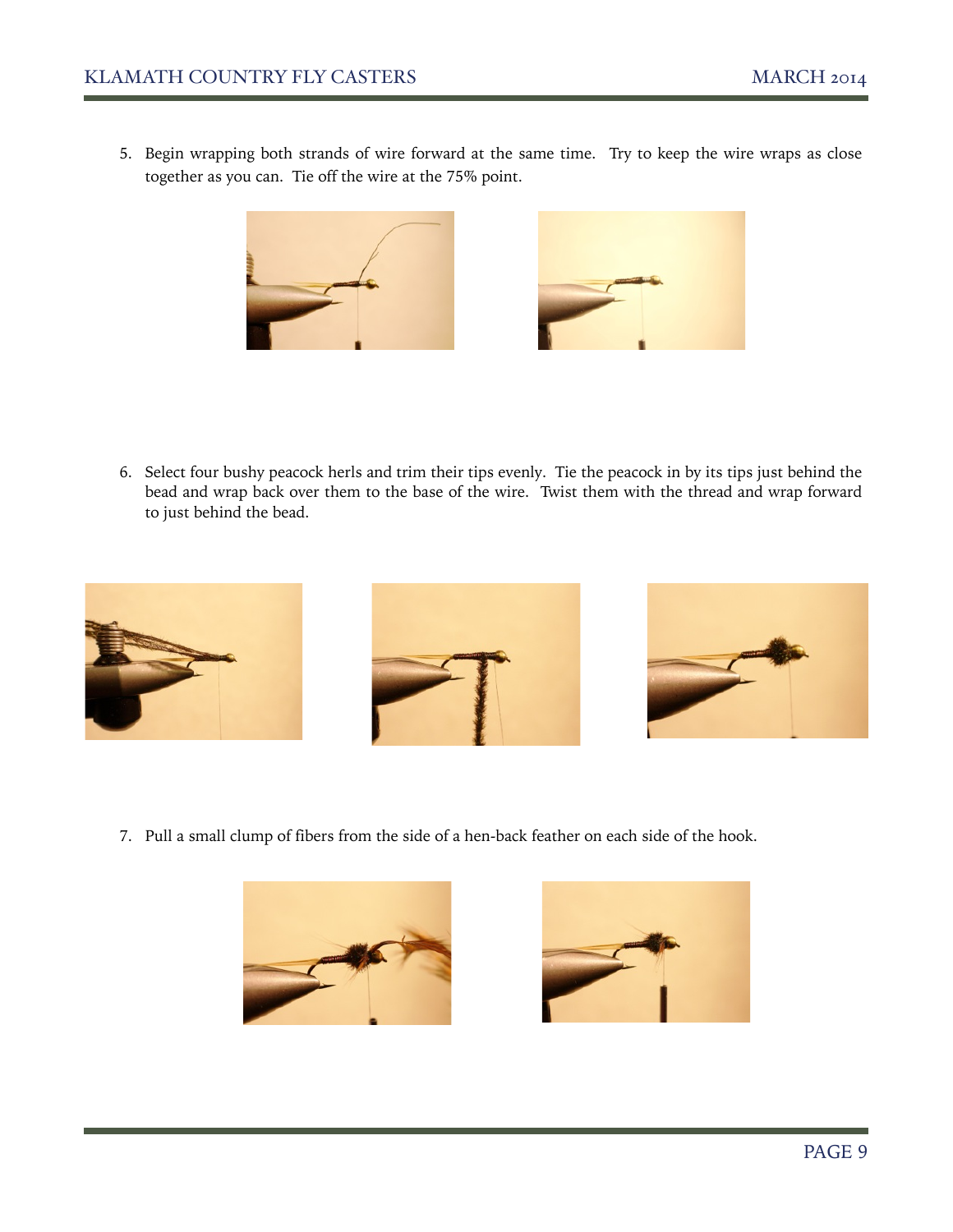5. Begin wrapping both strands of wire forward at the same time. Try to keep the wire wraps as close together as you can. Tie off the wire at the 75% point.

6. Select four bushy peacock herls and trim their tips evenly. Tie the peacock in by its tips just behind the bead and wrap back over them to the base of the wire. Twist them with the thread and wrap forward to just behind the bead.

7. Pull a small clump of fibers from the side of a hen-back feather on each side of the hook.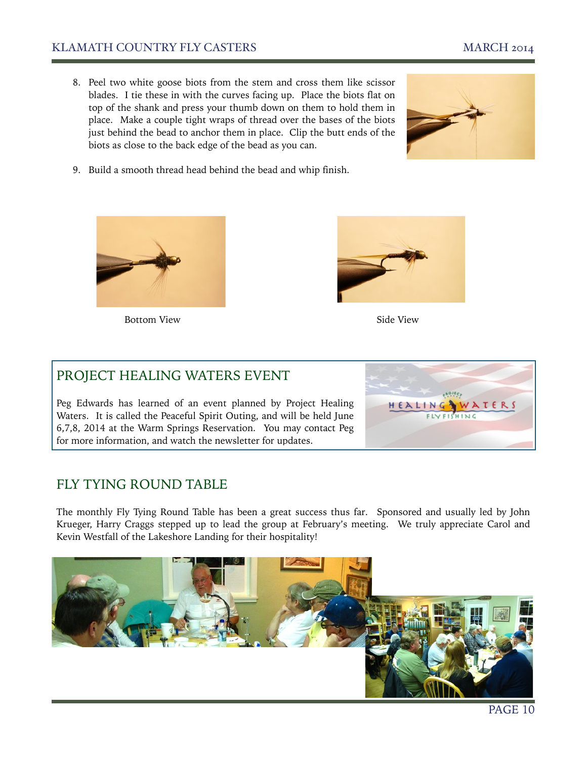8. Peel two white goose biots from the stem and cross them like scissor blades. I tie these in with the curves facing up. Place the biots flat on top of the shank and press your thumb down on them to hold them in place. Make a couple tight wraps of thread over the bases of the biots just behind the bead to anchor them in place. Clip the butt ends of the biots as close to the back edge of the bead as you can.

9. Build a smooth thread head behind the bead and whip finish.

Bottom View

Side View

## PROJECT HEALING WATERS EVENT

Peg Edwards has learned of an event planned by Project Healing Waters. It is called the Peaceful Spirit Outing, and will be held June 6,7,8, 2014 at the Warm Springs Reservation. You may contact Peg for more information, and watch the newsletter for updates.

## FLY TYING ROUND TABLE

The monthly Fly Tying Round Table has been a great success thus far. Sponsored and usually led by John Krueger, Harry Craggs stepped up to lead the group at February's meeting. We truly appreciate Carol and Kevin Westfall of the Lakeshore Landing for their hospitality!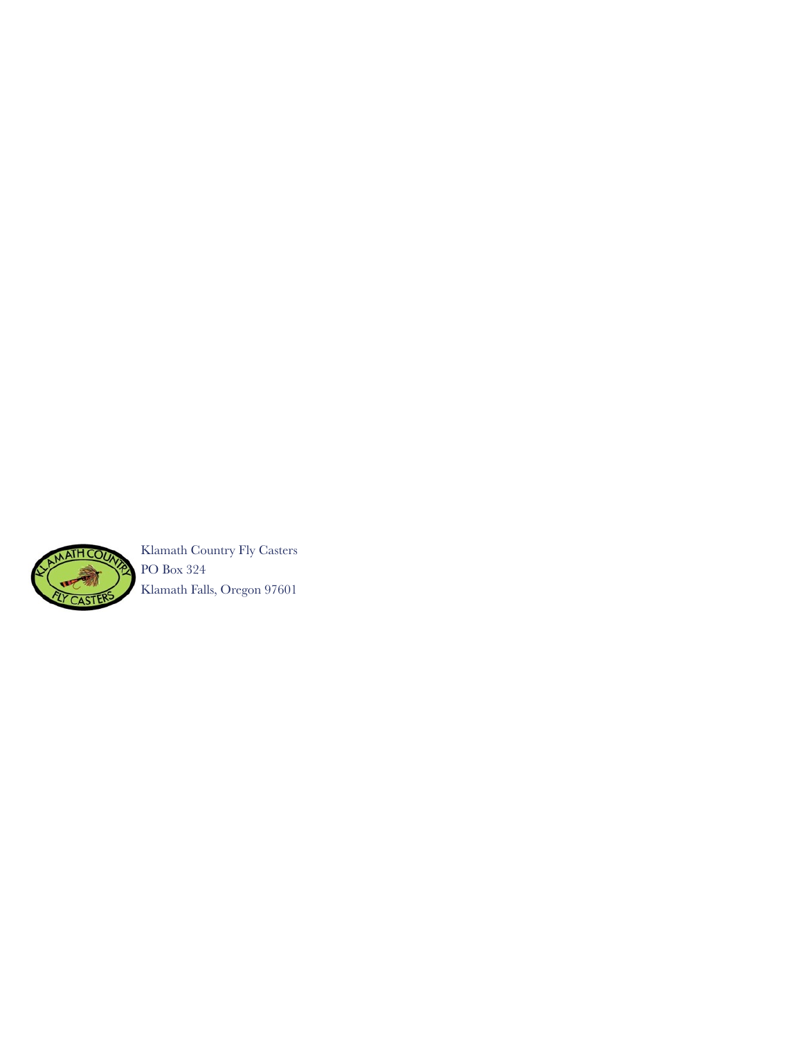Klamath Country Fly Casters
PO Box 324
Klamath Falls, Oregon 97601